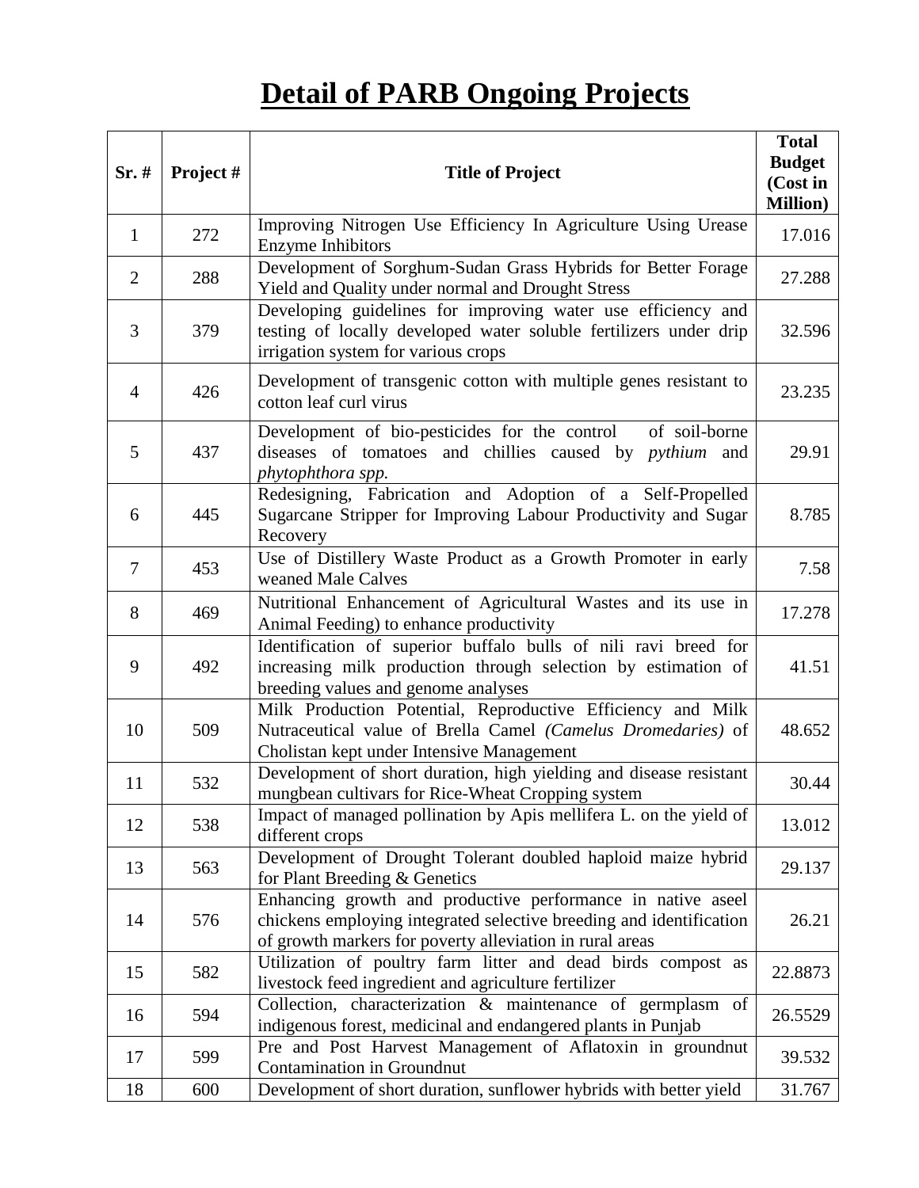# Detail of PARB Ongoing Projects

| Sr. # | Project # | Title of Project | Total Budget (Cost in Million) |
|---|---|---|---|
| 1 | 272 | Improving Nitrogen Use Efficiency In Agriculture Using Urease Enzyme Inhibitors | 17.016 |
| 2 | 288 | Development of Sorghum-Sudan Grass Hybrids for Better Forage Yield and Quality under normal and Drought Stress | 27.288 |
| 3 | 379 | Developing guidelines for improving water use efficiency and testing of locally developed water soluble fertilizers under drip irrigation system for various crops | 32.596 |
| 4 | 426 | Development of transgenic cotton with multiple genes resistant to cotton leaf curl virus | 23.235 |
| 5 | 437 | Development of bio-pesticides for the control of soil-borne diseases of tomatoes and chillies caused by *pythium* and *phytophthora spp.* | 29.91 |
| 6 | 445 | Redesigning, Fabrication and Adoption of a Self-Propelled Sugarcane Stripper for Improving Labour Productivity and Sugar Recovery | 8.785 |
| 7 | 453 | Use of Distillery Waste Product as a Growth Promoter in early weaned Male Calves | 7.58 |
| 8 | 469 | Nutritional Enhancement of Agricultural Wastes and its use in Animal Feeding) to enhance productivity | 17.278 |
| 9 | 492 | Identification of superior buffalo bulls of nili ravi breed for increasing milk production through selection by estimation of breeding values and genome analyses | 41.51 |
| 10 | 509 | Milk Production Potential, Reproductive Efficiency and Milk Nutraceutical value of Brella Camel *(Camelus Dromedaries)* of Cholistan kept under Intensive Management | 48.652 |
| 11 | 532 | Development of short duration, high yielding and disease resistant mungbean cultivars for Rice-Wheat Cropping system | 30.44 |
| 12 | 538 | Impact of managed pollination by Apis mellifera L. on the yield of different crops | 13.012 |
| 13 | 563 | Development of Drought Tolerant doubled haploid maize hybrid for Plant Breeding & Genetics | 29.137 |
| 14 | 576 | Enhancing growth and productive performance in native aseel chickens employing integrated selective breeding and identification of growth markers for poverty alleviation in rural areas | 26.21 |
| 15 | 582 | Utilization of poultry farm litter and dead birds compost as livestock feed ingredient and agriculture fertilizer | 22.8873 |
| 16 | 594 | Collection, characterization & maintenance of germplasm of indigenous forest, medicinal and endangered plants in Punjab | 26.5529 |
| 17 | 599 | Pre and Post Harvest Management of Aflatoxin in groundnut Contamination in Groundnut | 39.532 |
| 18 | 600 | Development of short duration, sunflower hybrids with better yield | 31.767 |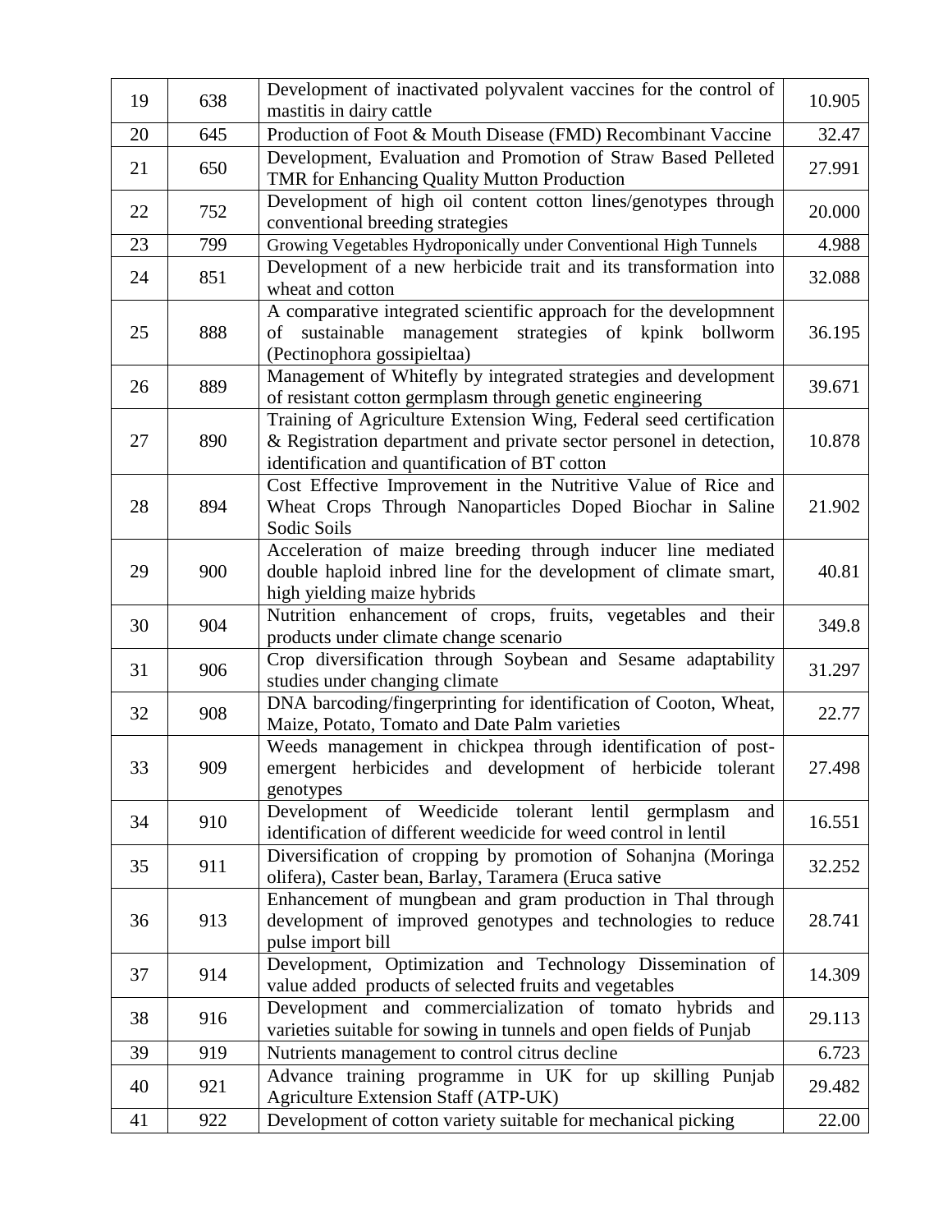| 19 | 638 | Development of inactivated polyvalent vaccines for the control of mastitis in dairy cattle | 10.905 |
|---|---|---|---|
| 20 | 645 | Production of Foot & Mouth Disease (FMD) Recombinant Vaccine | 32.47 |
| 21 | 650 | Development, Evaluation and Promotion of Straw Based Pelleted TMR for Enhancing Quality Mutton Production | 27.991 |
| 22 | 752 | Development of high oil content cotton lines/genotypes through conventional breeding strategies | 20.000 |
| 23 | 799 | Growing Vegetables Hydroponically under Conventional High Tunnels | 4.988 |
| 24 | 851 | Development of a new herbicide trait and its transformation into wheat and cotton | 32.088 |
| 25 | 888 | A comparative integrated scientific approach for the developmnent of sustainable management strategies of kpink bollworm (Pectinophora gossipieltaa) | 36.195 |
| 26 | 889 | Management of Whitefly by integrated strategies and development of resistant cotton germplasm through genetic engineering | 39.671 |
| 27 | 890 | Training of Agriculture Extension Wing, Federal seed certification & Registration department and private sector personel in detection, identification and quantification of BT cotton | 10.878 |
| 28 | 894 | Cost Effective Improvement in the Nutritive Value of Rice and Wheat Crops Through Nanoparticles Doped Biochar in Saline Sodic Soils | 21.902 |
| 29 | 900 | Acceleration of maize breeding through inducer line mediated double haploid inbred line for the development of climate smart, high yielding maize hybrids | 40.81 |
| 30 | 904 | Nutrition enhancement of crops, fruits, vegetables and their products under climate change scenario | 349.8 |
| 31 | 906 | Crop diversification through Soybean and Sesame adaptability studies under changing climate | 31.297 |
| 32 | 908 | DNA barcoding/fingerprinting for identification of Cooton, Wheat, Maize, Potato, Tomato and Date Palm varieties | 22.77 |
| 33 | 909 | Weeds management in chickpea through identification of post-emergent herbicides and development of herbicide tolerant genotypes | 27.498 |
| 34 | 910 | Development of Weedicide tolerant lentil germplasm and identification of different weedicide for weed control in lentil | 16.551 |
| 35 | 911 | Diversification of cropping by promotion of Sohanjna (Moringa olifera), Caster bean, Barlay, Taramera (Eruca sative | 32.252 |
| 36 | 913 | Enhancement of mungbean and gram production in Thal through development of improved genotypes and technologies to reduce pulse import bill | 28.741 |
| 37 | 914 | Development, Optimization and Technology Dissemination of value added products of selected fruits and vegetables | 14.309 |
| 38 | 916 | Development and commercialization of tomato hybrids and varieties suitable for sowing in tunnels and open fields of Punjab | 29.113 |
| 39 | 919 | Nutrients management to control citrus decline | 6.723 |
| 40 | 921 | Advance training programme in UK for up skilling Punjab Agriculture Extension Staff (ATP-UK) | 29.482 |
| 41 | 922 | Development of cotton variety suitable for mechanical picking | 22.00 |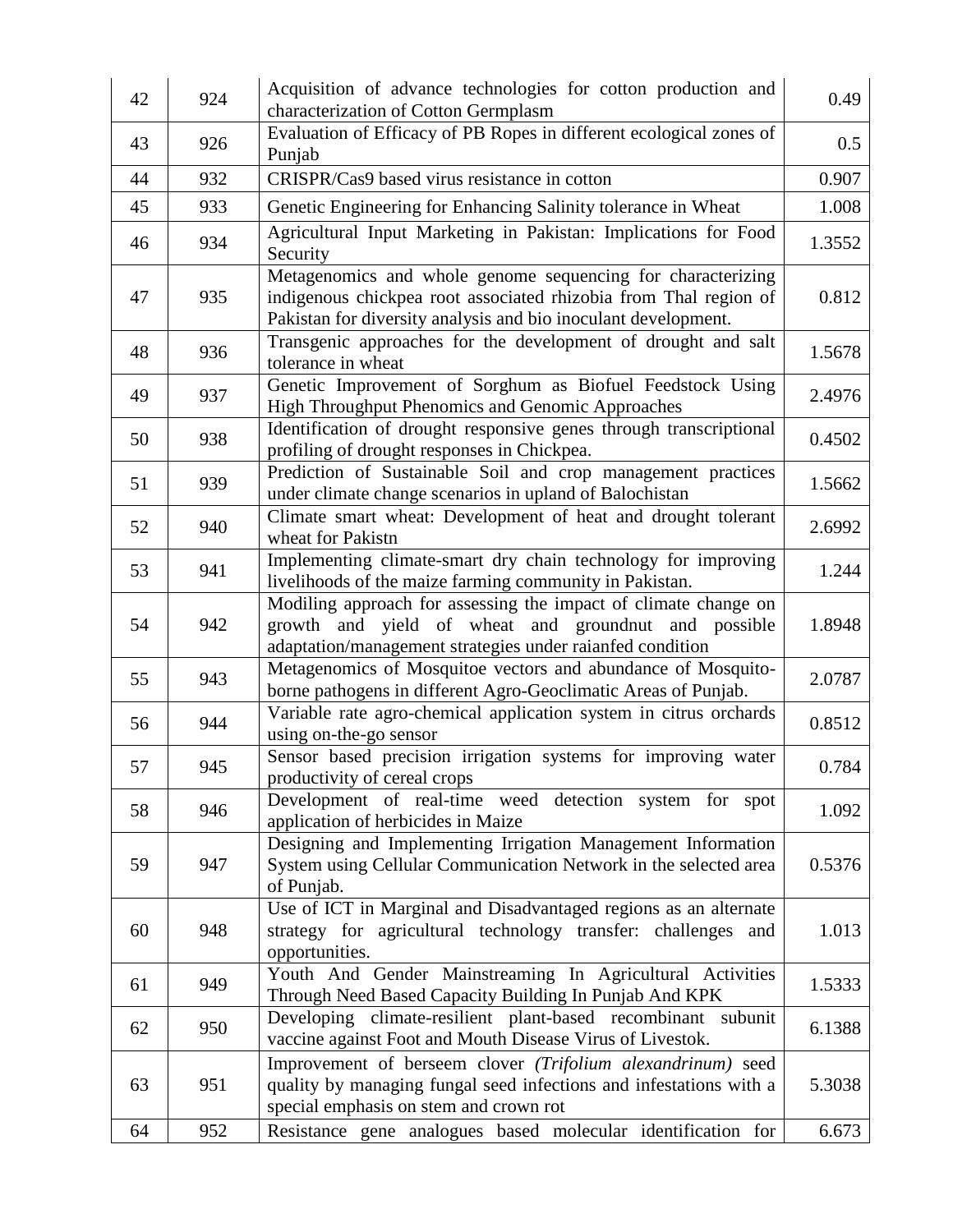| | | | |
|---|---|---|---|
| 42 | 924 | Acquisition of advance technologies for cotton production and characterization of Cotton Germplasm | 0.49 |
| 43 | 926 | Evaluation of Efficacy of PB Ropes in different ecological zones of Punjab | 0.5 |
| 44 | 932 | CRISPR/Cas9 based virus resistance in cotton | 0.907 |
| 45 | 933 | Genetic Engineering for Enhancing Salinity tolerance in Wheat | 1.008 |
| 46 | 934 | Agricultural Input Marketing in Pakistan: Implications for Food Security | 1.3552 |
| 47 | 935 | Metagenomics and whole genome sequencing for characterizing indigenous chickpea root associated rhizobia from Thal region of Pakistan for diversity analysis and bio inoculant development. | 0.812 |
| 48 | 936 | Transgenic approaches for the development of drought and salt tolerance in wheat | 1.5678 |
| 49 | 937 | Genetic Improvement of Sorghum as Biofuel Feedstock Using High Throughput Phenomics and Genomic Approaches | 2.4976 |
| 50 | 938 | Identification of drought responsive genes through transcriptional profiling of drought responses in Chickpea. | 0.4502 |
| 51 | 939 | Prediction of Sustainable Soil and crop management practices under climate change scenarios in upland of Balochistan | 1.5662 |
| 52 | 940 | Climate smart wheat: Development of heat and drought tolerant wheat for Pakistn | 2.6992 |
| 53 | 941 | Implementing climate-smart dry chain technology for improving livelihoods of the maize farming community in Pakistan. | 1.244 |
| 54 | 942 | Modiling approach for assessing the impact of climate change on growth and yield of wheat and groundnut and possible adaptation/management strategies under raianfed condition | 1.8948 |
| 55 | 943 | Metagenomics of Mosquitoe vectors and abundance of Mosquito-borne pathogens in different Agro-Geoclimatic Areas of Punjab. | 2.0787 |
| 56 | 944 | Variable rate agro-chemical application system in citrus orchards using on-the-go sensor | 0.8512 |
| 57 | 945 | Sensor based precision irrigation systems for improving water productivity of cereal crops | 0.784 |
| 58 | 946 | Development of real-time weed detection system for spot application of herbicides in Maize | 1.092 |
| 59 | 947 | Designing and Implementing Irrigation Management Information System using Cellular Communication Network in the selected area of Punjab. | 0.5376 |
| 60 | 948 | Use of ICT in Marginal and Disadvantaged regions as an alternate strategy for agricultural technology transfer: challenges and opportunities. | 1.013 |
| 61 | 949 | Youth And Gender Mainstreaming In Agricultural Activities Through Need Based Capacity Building In Punjab And KPK | 1.5333 |
| 62 | 950 | Developing climate-resilient plant-based recombinant subunit vaccine against Foot and Mouth Disease Virus of Livestok. | 6.1388 |
| 63 | 951 | Improvement of berseem clover *(Trifolium alexandrinum)* seed quality by managing fungal seed infections and infestations with a special emphasis on stem and crown rot | 5.3038 |
| 64 | 952 | Resistance gene analogues based molecular identification for | 6.673 |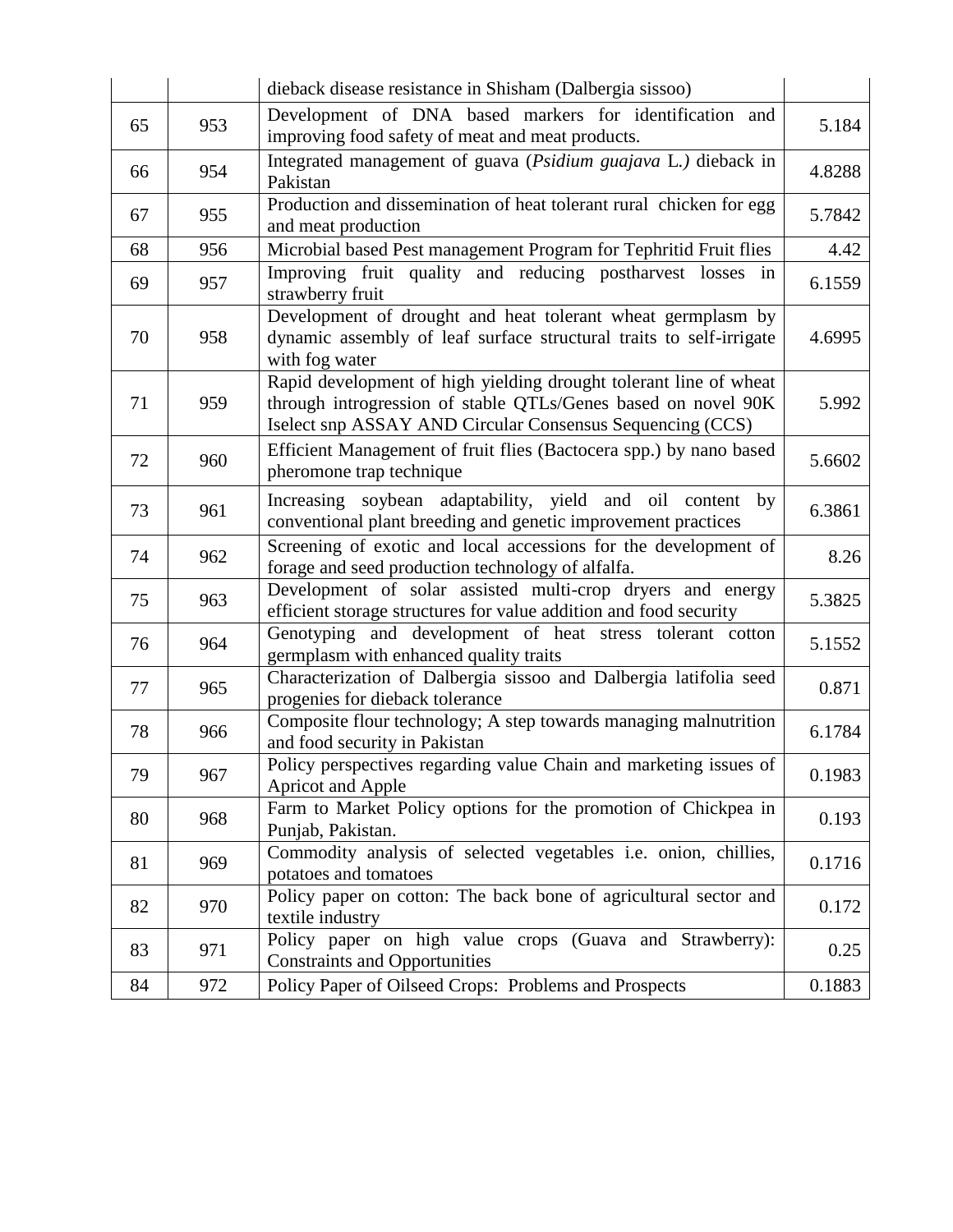| | | | |
|---|---|---|---|
| | | dieback disease resistance in Shisham (Dalbergia sissoo) | |
| 65 | 953 | Development of DNA based markers for identification and improving food safety of meat and meat products. | 5.184 |
| 66 | 954 | Integrated management of guava (*Psidium guajava* L.*)* dieback in Pakistan | 4.8288 |
| 67 | 955 | Production and dissemination of heat tolerant rural chicken for egg and meat production | 5.7842 |
| 68 | 956 | Microbial based Pest management Program for Tephritid Fruit flies | 4.42 |
| 69 | 957 | Improving fruit quality and reducing postharvest losses in strawberry fruit | 6.1559 |
| 70 | 958 | Development of drought and heat tolerant wheat germplasm by dynamic assembly of leaf surface structural traits to self-irrigate with fog water | 4.6995 |
| 71 | 959 | Rapid development of high yielding drought tolerant line of wheat through introgression of stable QTLs/Genes based on novel 90K Iselect snp ASSAY AND Circular Consensus Sequencing (CCS) | 5.992 |
| 72 | 960 | Efficient Management of fruit flies (Bactocera spp.) by nano based pheromone trap technique | 5.6602 |
| 73 | 961 | Increasing soybean adaptability, yield and oil content by conventional plant breeding and genetic improvement practices | 6.3861 |
| 74 | 962 | Screening of exotic and local accessions for the development of forage and seed production technology of alfalfa. | 8.26 |
| 75 | 963 | Development of solar assisted multi-crop dryers and energy efficient storage structures for value addition and food security | 5.3825 |
| 76 | 964 | Genotyping and development of heat stress tolerant cotton germplasm with enhanced quality traits | 5.1552 |
| 77 | 965 | Characterization of Dalbergia sissoo and Dalbergia latifolia seed progenies for dieback tolerance | 0.871 |
| 78 | 966 | Composite flour technology; A step towards managing malnutrition and food security in Pakistan | 6.1784 |
| 79 | 967 | Policy perspectives regarding value Chain and marketing issues of Apricot and Apple | 0.1983 |
| 80 | 968 | Farm to Market Policy options for the promotion of Chickpea in Punjab, Pakistan. | 0.193 |
| 81 | 969 | Commodity analysis of selected vegetables i.e. onion, chillies, potatoes and tomatoes | 0.1716 |
| 82 | 970 | Policy paper on cotton: The back bone of agricultural sector and textile industry | 0.172 |
| 83 | 971 | Policy paper on high value crops (Guava and Strawberry): Constraints and Opportunities | 0.25 |
| 84 | 972 | Policy Paper of Oilseed Crops: Problems and Prospects | 0.1883 |